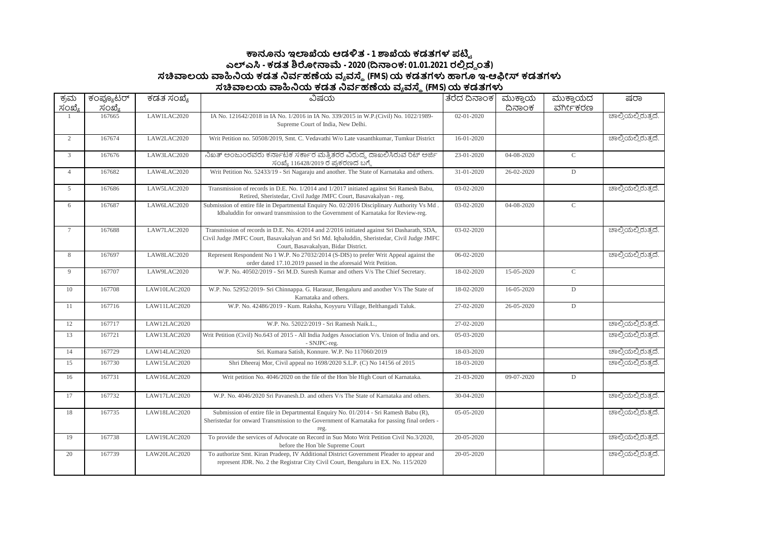# ಕಾನೂನು ಇಲಾಖೆಯ ಆಡಳಿತ - 1 ಶಾಖೆಯ ಕಡತಗಳ ಪಟ್ಟಿ

## ಎಲ್‌ಎಸಿ - ಕಡತ ಶಿರೋನಾಮೆ - 2020 (ದಿನಾಂಕ: 01.01.2021 ರಲ್ಲಿದ್ದಂತೆ)

## ಸಚಿವಾಲಯ ವಾಹಿನಿಯ ಕಡತ ನಿರ್ವಹಣೆಯ ವ್ಯವಸ್ಥೆ (FMS) ಯ ಕಡತಗಳು ಹಾಗೂ ಇ-ಆಫೀಸ್ ಕಡತಗಳು

### ಸಚಿವಾಲಯ ವಾಹಿನಿಯ ಕಡತ ನಿರ್ವಹಣೆಯ ವ್ಯವಸ್ಥೆ (FMS) ಯ ಕಡತಗಳು

| ಕ್ರಮ ಸಂಖ್ಯೆ | ಕಂಪ್ಯೂಟರ್ ಸಂಖ್ಯೆ | ಕಡತ ಸಂಖ್ಯೆ | ವಿಷಯ | ತೆರೆದ ದಿನಾಂಕ | ಮುಕ್ತಾಯ ದಿನಾಂಕ | ಮುಕ್ತಾಯದ ವರ್ಗೀಕರಣ | ಷರಾ |
|---|---|---|---|---|---|---|---|
| 1 | 167665 | LAW1LAC2020 | IA No. 121642/2018 in IA No. 1/2016 in IA No. 339/2015 in W.P.(Civil) No. 1022/1989- Supreme Court of India, New Delhi. | 02-01-2020 | | | ಚಾಲ್ತಿಯಲ್ಲಿರುತ್ತದೆ. |
| 2 | 167674 | LAW2LAC2020 | Writ Petition no. 50508/2019, Smt. C. Vedavathi W/o Late vasanthkumar, Tumkur District | 16-01-2020 | | | ಚಾಲ್ತಿಯಲ್ಲಿರುತ್ತದೆ. |
| 3 | 167676 | LAW3LAC2020 | ನಿಖತ್ ಅಂಜುಂರವರು ಕರ್ನಾಟಕ ಸರ್ಕಾರ ಮತ್ತಿತರರ ವಿರುದ್ಧ ದಾಖಲಿಸಿರುವ ರಿಟ್ ಅರ್ಜಿ ಸಂಖ್ಯೆ 116428/2019 ರ ಪ್ರಕರಣದ ಬಗ್ಗೆ | 23-01-2020 | 04-08-2020 | C | |
| 4 | 167682 | LAW4LAC2020 | Writ Petition No. 52433/19 - Sri Nagaraju and another. The State of Karnataka and others. | 31-01-2020 | 26-02-2020 | D | |
| 5 | 167686 | LAW5LAC2020 | Transmission of records in D.E. No. 1/2014 and 1/2017 initiated against Sri Ramesh Babu, Retired, Sheristedar, Civil Judge JMFC Court, Basavakalyan - reg. | 03-02-2020 | | | ಚಾಲ್ತಿಯಲ್ಲಿರುತ್ತದೆ. |
| 6 | 167687 | LAW6LAC2020 | Submission of entire file in Departmental Enquiry No. 02/2016 Disciplinary Authority Vs Md . Idbaluddin for onward transmission to the Government of Karnataka for Review-reg. | 03-02-2020 | 04-08-2020 | C | |
| 7 | 167688 | LAW7LAC2020 | Transmission of records in D.E. No. 4/2014 and 2/2016 initiated against Sri Dasharath, SDA, Civil Judge JMFC Court, Basavakalyan and Sri Md. Iqbaluddin, Sheristedar, Civil Judge JMFC Court, Basavakalyan, Bidar District. | 03-02-2020 | | | ಚಾಲ್ತಿಯಲ್ಲಿರುತ್ತದೆ. |
| 8 | 167697 | LAW8LAC2020 | Represent Respondent No 1 W.P. No 27032/2014 (S-DIS) to prefer Writ Appeal against the order dated 17.10.2019 passed in the aforesaid Writ Petition. | 06-02-2020 | | | ಚಾಲ್ತಿಯಲ್ಲಿರುತ್ತದೆ. |
| 9 | 167707 | LAW9LAC2020 | W.P. No. 40502/2019 - Sri M.D. Suresh Kumar and others V/s The Chief Secretary. | 18-02-2020 | 15-05-2020 | C | |
| 10 | 167708 | LAW10LAC2020 | W.P. No. 52952/2019- Sri Chinnappa. G. Harasur, Bengaluru and another V/s The State of Karnataka and others. | 18-02-2020 | 16-05-2020 | D | |
| 11 | 167716 | LAW11LAC2020 | W.P. No. 42486/2019 - Kum. Raksha, Koyyuru Village, Belthangadi Taluk. | 27-02-2020 | 26-05-2020 | D | |
| 12 | 167717 | LAW12LAC2020 | W.P. No. 52022/2019 - Sri Ramesh Naik.L., | 27-02-2020 | | | ಚಾಲ್ತಿಯಲ್ಲಿರುತ್ತದೆ. |
| 13 | 167721 | LAW13LAC2020 | Writ Petition (Civil) No.643 of 2015 - All India Judges Association V/s. Union of India and ors. - SNJPC-reg. | 05-03-2020 | | | ಚಾಲ್ತಿಯಲ್ಲಿರುತ್ತದೆ. |
| 14 | 167729 | LAW14LAC2020 | Sri. Kumara Satish, Konnure. W.P. No 117060/2019 | 18-03-2020 | | | ಚಾಲ್ತಿಯಲ್ಲಿರುತ್ತದೆ. |
| 15 | 167730 | LAW15LAC2020 | Shri Dheeraj Mor, Civil appeal no 1698/2020 S.L.P. (C) No 14156 of 2015 | 18-03-2020 | | | ಚಾಲ್ತಿಯಲ್ಲಿರುತ್ತದೆ. |
| 16 | 167731 | LAW16LAC2020 | Writ petition No. 4046/2020 on the file of the Hon`ble High Court of Karnataka. | 21-03-2020 | 09-07-2020 | D | |
| 17 | 167732 | LAW17LAC2020 | W.P. No. 4046/2020 Sri Pavanesh.D. and others V/s The State of Karnataka and others. | 30-04-2020 | | | ಚಾಲ್ತಿಯಲ್ಲಿರುತ್ತದೆ. |
| 18 | 167735 | LAW18LAC2020 | Submission of entire file in Departmental Enquiry No. 01/2014 - Sri Ramesh Babu (R), Sheristedar for onward Transmission to the Government of Karnataka for passing final orders - reg. | 05-05-2020 | | | ಚಾಲ್ತಿಯಲ್ಲಿರುತ್ತದೆ. |
| 19 | 167738 | LAW19LAC2020 | To provide the services of Advocate on Record in Suo Moto Writ Petition Civil No.3/2020, before the Hon`ble Supreme Court | 20-05-2020 | | | ಚಾಲ್ತಿಯಲ್ಲಿರುತ್ತದೆ. |
| 20 | 167739 | LAW20LAC2020 | To authorize Smt. Kiran Pradeep, IV Additional District Government Pleader to appear and represent JDR. No. 2 the Registrar City Civil Court, Bengaluru in EX. No. 115/2020 | 20-05-2020 | | | ಚಾಲ್ತಿಯಲ್ಲಿರುತ್ತದೆ. |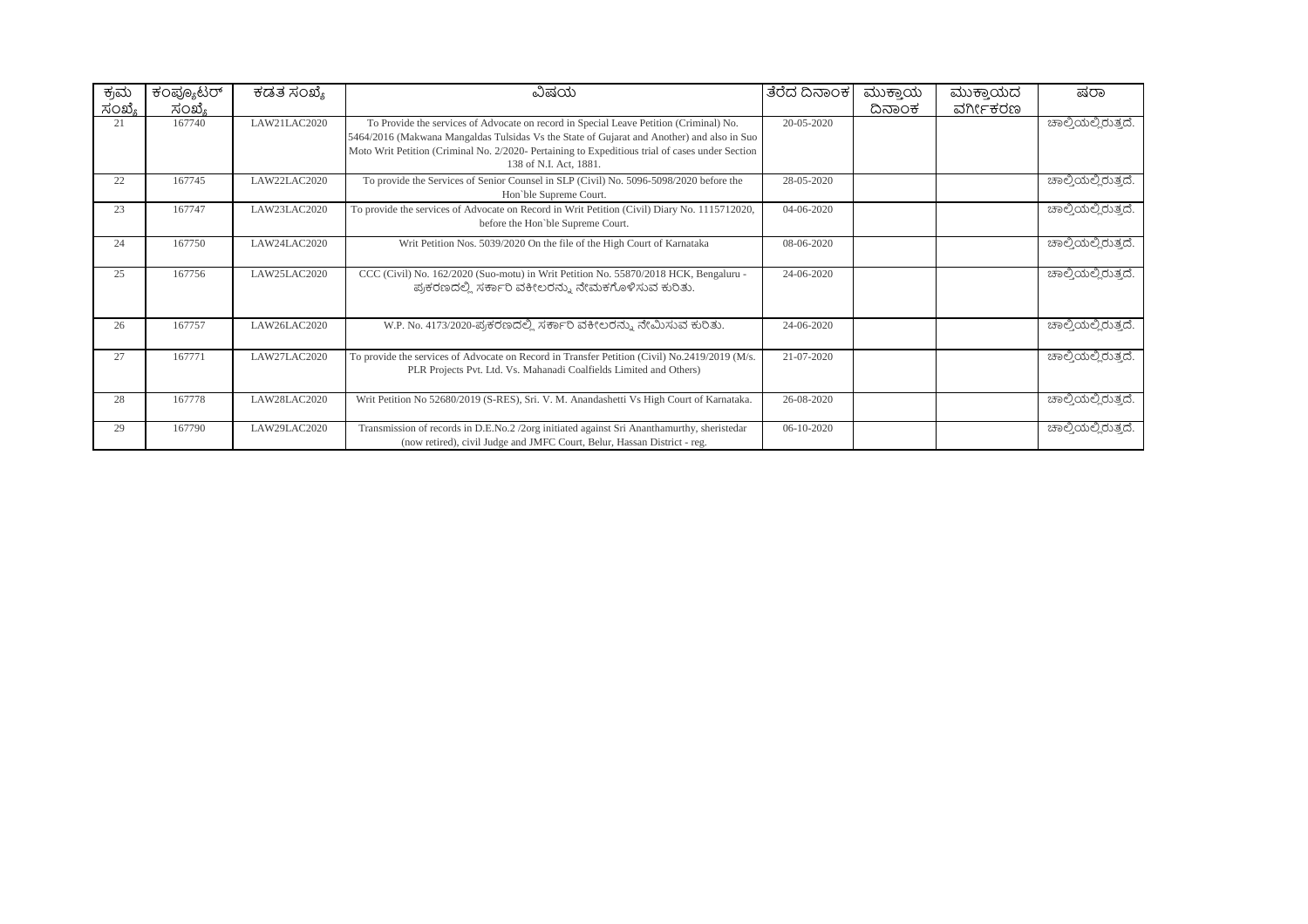| ಕ್ರಮ ಸಂಖ್ಯೆ | ಕಂಪ್ಯೂಟರ್ ಸಂಖ್ಯೆ | ಕಡತ ಸಂಖ್ಯೆ | ವಿಷಯ | ತೆರೆದ ದಿನಾಂಕ | ಮುಕ್ತಾಯ ದಿನಾಂಕ | ಮುಕ್ತಾಯದ ವರ್ಗೀಕರಣ | ಷರಾ |
|---|---|---|---|---|---|---|---|
| 21 | 167740 | LAW21LAC2020 | To Provide the services of Advocate on record in Special Leave Petition (Criminal) No. 5464/2016 (Makwana Mangaldas Tulsidas Vs the State of Gujarat and Another) and also in Suo Moto Writ Petition (Criminal No. 2/2020- Pertaining to Expeditious trial of cases under Section 138 of N.I. Act, 1881. | 20-05-2020 | | | ಚಾಲ್ತಿಯಲ್ಲಿರುತ್ತದೆ. |
| 22 | 167745 | LAW22LAC2020 | To provide the Services of Senior Counsel in SLP (Civil) No. 5096-5098/2020 before the Hon`ble Supreme Court. | 28-05-2020 | | | ಚಾಲ್ತಿಯಲ್ಲಿರುತ್ತದೆ. |
| 23 | 167747 | LAW23LAC2020 | To provide the services of Advocate on Record in Writ Petition (Civil) Diary No. 1115712020, before the Hon`ble Supreme Court. | 04-06-2020 | | | ಚಾಲ್ತಿಯಲ್ಲಿರುತ್ತದೆ. |
| 24 | 167750 | LAW24LAC2020 | Writ Petition Nos. 5039/2020 On the file of the High Court of Karnataka | 08-06-2020 | | | ಚಾಲ್ತಿಯಲ್ಲಿರುತ್ತದೆ. |
| 25 | 167756 | LAW25LAC2020 | CCC (Civil) No. 162/2020 (Suo-motu) in Writ Petition No. 55870/2018 HCK, Bengaluru - ಪ್ರಕರಣದಲ್ಲಿ ಸರ್ಕಾರಿ ವಕೀಲರನ್ನು ನೇಮಕಗೊಳಿಸುವ ಕುರಿತು. | 24-06-2020 | | | ಚಾಲ್ತಿಯಲ್ಲಿರುತ್ತದೆ. |
| 26 | 167757 | LAW26LAC2020 | W.P. No. 4173/2020-ಪ್ರಕರಣದಲ್ಲಿ ಸರ್ಕಾರಿ ವಕೀಲರನ್ನು ನೇಮಿಸುವ ಕುರಿತು. | 24-06-2020 | | | ಚಾಲ್ತಿಯಲ್ಲಿರುತ್ತದೆ. |
| 27 | 167771 | LAW27LAC2020 | To provide the services of Advocate on Record in Transfer Petition (Civil) No.2419/2019 (M/s. PLR Projects Pvt. Ltd. Vs. Mahanadi Coalfields Limited and Others) | 21-07-2020 | | | ಚಾಲ್ತಿಯಲ್ಲಿರುತ್ತದೆ. |
| 28 | 167778 | LAW28LAC2020 | Writ Petition No 52680/2019 (S-RES), Sri. V. M. Anandashetti Vs High Court of Karnataka. | 26-08-2020 | | | ಚಾಲ್ತಿಯಲ್ಲಿರುತ್ತದೆ. |
| 29 | 167790 | LAW29LAC2020 | Transmission of records in D.E.No.2 /2org initiated against Sri Ananthamurthy, sheristedar (now retired), civil Judge and JMFC Court, Belur, Hassan District - reg. | 06-10-2020 | | | ಚಾಲ್ತಿಯಲ್ಲಿರುತ್ತದೆ. |